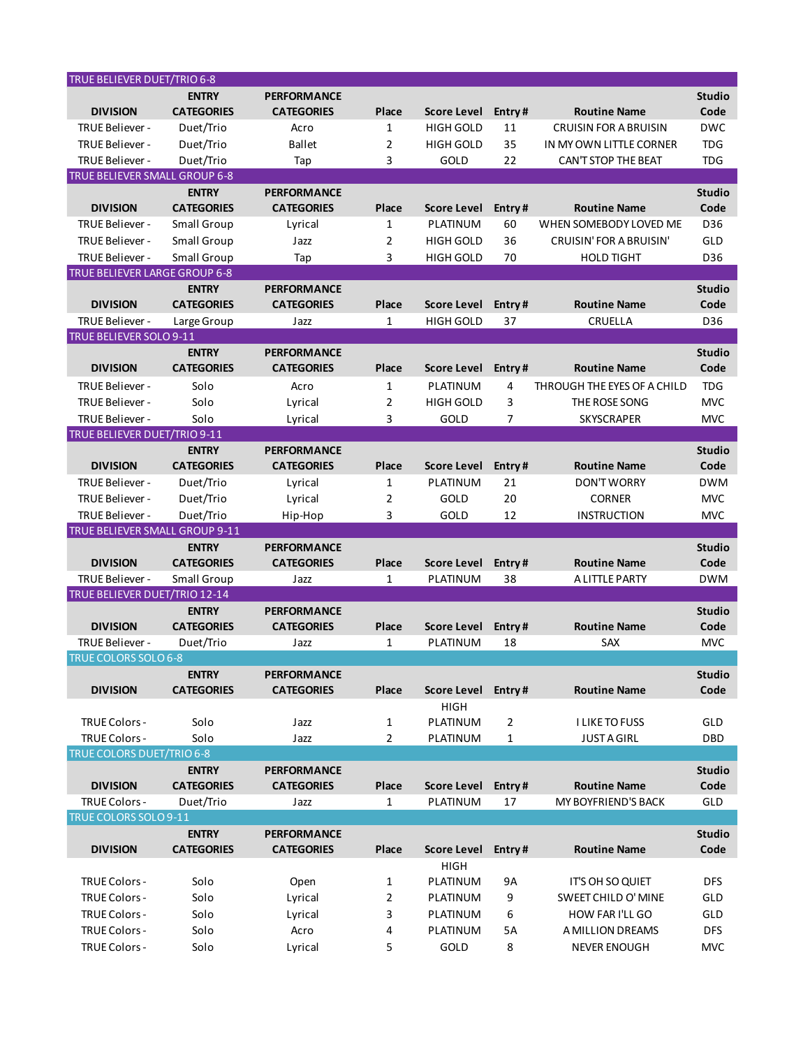## TRUE BELIEVER DUET/TRIO 6-8

| DIVISION | ENTRY CATEGORIES | PERFORMANCE CATEGORIES | Place | Score Level | Entry # | Routine Name | Studio Code |
|---|---|---|---|---|---|---|---|
| TRUE Believer - | Duet/Trio | Acro | 1 | HIGH GOLD | 11 | CRUISIN FOR A BRUISIN | DWC |
| TRUE Believer - | Duet/Trio | Ballet | 2 | HIGH GOLD | 35 | IN MY OWN LITTLE CORNER | TDG |
| TRUE Believer - | Duet/Trio | Tap | 3 | GOLD | 22 | CAN'T STOP THE BEAT | TDG |

## TRUE BELIEVER SMALL GROUP 6-8

| DIVISION | ENTRY CATEGORIES | PERFORMANCE CATEGORIES | Place | Score Level | Entry # | Routine Name | Studio Code |
|---|---|---|---|---|---|---|---|
| TRUE Believer - | Small Group | Lyrical | 1 | PLATINUM | 60 | WHEN SOMEBODY LOVED ME | D36 |
| TRUE Believer - | Small Group | Jazz | 2 | HIGH GOLD | 36 | CRUISIN' FOR A BRUISIN' | GLD |
| TRUE Believer - | Small Group | Tap | 3 | HIGH GOLD | 70 | HOLD TIGHT | D36 |

## TRUE BELIEVER LARGE GROUP 6-8

| DIVISION | ENTRY CATEGORIES | PERFORMANCE CATEGORIES | Place | Score Level | Entry # | Routine Name | Studio Code |
|---|---|---|---|---|---|---|---|
| TRUE Believer - | Large Group | Jazz | 1 | HIGH GOLD | 37 | CRUELLA | D36 |

## TRUE BELIEVER SOLO 9-11

| DIVISION | ENTRY CATEGORIES | PERFORMANCE CATEGORIES | Place | Score Level | Entry # | Routine Name | Studio Code |
|---|---|---|---|---|---|---|---|
| TRUE Believer - | Solo | Acro | 1 | PLATINUM | 4 | THROUGH THE EYES OF A CHILD | TDG |
| TRUE Believer - | Solo | Lyrical | 2 | HIGH GOLD | 3 | THE ROSE SONG | MVC |
| TRUE Believer - | Solo | Lyrical | 3 | GOLD | 7 | SKYSCRAPER | MVC |

## TRUE BELIEVER DUET/TRIO 9-11

| DIVISION | ENTRY CATEGORIES | PERFORMANCE CATEGORIES | Place | Score Level | Entry # | Routine Name | Studio Code |
|---|---|---|---|---|---|---|---|
| TRUE Believer - | Duet/Trio | Lyrical | 1 | PLATINUM | 21 | DON'T WORRY | DWM |
| TRUE Believer - | Duet/Trio | Lyrical | 2 | GOLD | 20 | CORNER | MVC |
| TRUE Believer - | Duet/Trio | Hip-Hop | 3 | GOLD | 12 | INSTRUCTION | MVC |

## TRUE BELIEVER SMALL GROUP 9-11

| DIVISION | ENTRY CATEGORIES | PERFORMANCE CATEGORIES | Place | Score Level | Entry # | Routine Name | Studio Code |
|---|---|---|---|---|---|---|---|
| TRUE Believer - | Small Group | Jazz | 1 | PLATINUM | 38 | A LITTLE PARTY | DWM |

## TRUE BELIEVER DUET/TRIO 12-14

| DIVISION | ENTRY CATEGORIES | PERFORMANCE CATEGORIES | Place | Score Level | Entry # | Routine Name | Studio Code |
|---|---|---|---|---|---|---|---|
| TRUE Believer - | Duet/Trio | Jazz | 1 | PLATINUM | 18 | SAX | MVC |

## TRUE COLORS SOLO 6-8

| DIVISION | ENTRY CATEGORIES | PERFORMANCE CATEGORIES | Place | Score Level | Entry # | Routine Name | Studio Code |
|---|---|---|---|---|---|---|---|
| TRUE Colors - | Solo | Jazz | 1 | HIGH PLATINUM | 2 | I LIKE TO FUSS | GLD |
| TRUE Colors - | Solo | Jazz | 2 | PLATINUM | 1 | JUST A GIRL | DBD |

## TRUE COLORS DUET/TRIO 6-8

| DIVISION | ENTRY CATEGORIES | PERFORMANCE CATEGORIES | Place | Score Level | Entry # | Routine Name | Studio Code |
|---|---|---|---|---|---|---|---|
| TRUE Colors - | Duet/Trio | Jazz | 1 | PLATINUM | 17 | MY BOYFRIEND'S BACK | GLD |

## TRUE COLORS SOLO 9-11

| DIVISION | ENTRY CATEGORIES | PERFORMANCE CATEGORIES | Place | Score Level | Entry # | Routine Name | Studio Code |
|---|---|---|---|---|---|---|---|
| TRUE Colors - | Solo | Open | 1 | HIGH PLATINUM | 9A | IT'S OH SO QUIET | DFS |
| TRUE Colors - | Solo | Lyrical | 2 | PLATINUM | 9 | SWEET CHILD O' MINE | GLD |
| TRUE Colors - | Solo | Lyrical | 3 | PLATINUM | 6 | HOW FAR I'LL GO | GLD |
| TRUE Colors - | Solo | Acro | 4 | PLATINUM | 5A | A MILLION DREAMS | DFS |
| TRUE Colors - | Solo | Lyrical | 5 | GOLD | 8 | NEVER ENOUGH | MVC |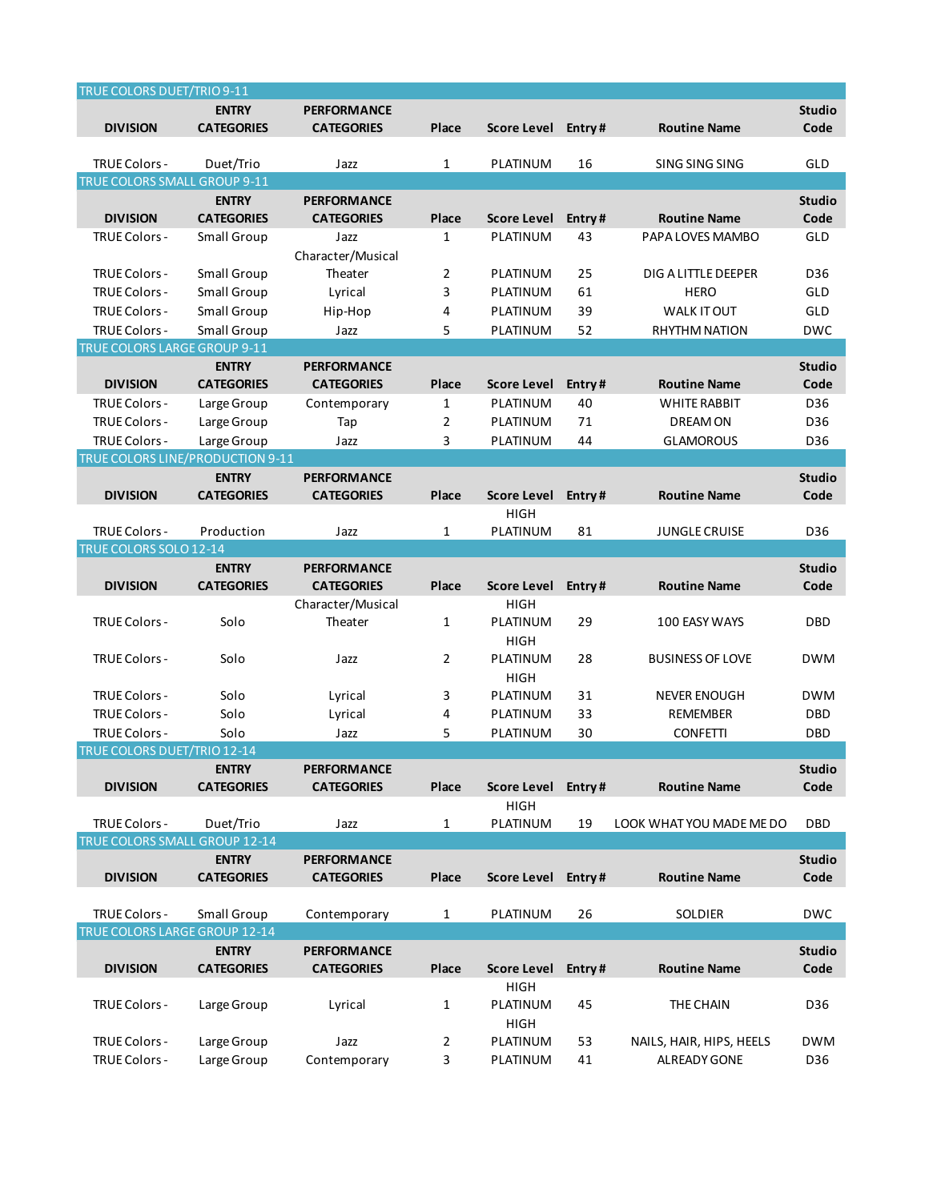## TRUE COLORS DUET/TRIO 9-11

| DIVISION | ENTRY CATEGORIES | PERFORMANCE CATEGORIES | Place | Score Level | Entry # | Routine Name | Studio Code |
|---|---|---|---|---|---|---|---|
| TRUE Colors - | Duet/Trio | Jazz | 1 | PLATINUM | 16 | SING SING SING | GLD |

## TRUE COLORS SMALL GROUP 9-11

| DIVISION | ENTRY CATEGORIES | PERFORMANCE CATEGORIES | Place | Score Level | Entry # | Routine Name | Studio Code |
|---|---|---|---|---|---|---|---|
| TRUE Colors - | Small Group | Jazz | 1 | PLATINUM | 43 | PAPA LOVES MAMBO | GLD |
| TRUE Colors - | Small Group | Character/Musical Theater | 2 | PLATINUM | 25 | DIG A LITTLE DEEPER | D36 |
| TRUE Colors - | Small Group | Lyrical | 3 | PLATINUM | 61 | HERO | GLD |
| TRUE Colors - | Small Group | Hip-Hop | 4 | PLATINUM | 39 | WALK IT OUT | GLD |
| TRUE Colors - | Small Group | Jazz | 5 | PLATINUM | 52 | RHYTHM NATION | DWC |

## TRUE COLORS LARGE GROUP 9-11

| DIVISION | ENTRY CATEGORIES | PERFORMANCE CATEGORIES | Place | Score Level | Entry # | Routine Name | Studio Code |
|---|---|---|---|---|---|---|---|
| TRUE Colors - | Large Group | Contemporary | 1 | PLATINUM | 40 | WHITE RABBIT | D36 |
| TRUE Colors - | Large Group | Tap | 2 | PLATINUM | 71 | DREAM ON | D36 |
| TRUE Colors - | Large Group | Jazz | 3 | PLATINUM | 44 | GLAMOROUS | D36 |

## TRUE COLORS LINE/PRODUCTION 9-11

| DIVISION | ENTRY CATEGORIES | PERFORMANCE CATEGORIES | Place | Score Level | Entry # | Routine Name | Studio Code |
|---|---|---|---|---|---|---|---|
| TRUE Colors - | Production | Jazz | 1 | HIGH PLATINUM | 81 | JUNGLE CRUISE | D36 |

## TRUE COLORS SOLO 12-14

| DIVISION | ENTRY CATEGORIES | PERFORMANCE CATEGORIES | Place | Score Level | Entry # | Routine Name | Studio Code |
|---|---|---|---|---|---|---|---|
| TRUE Colors - | Solo | Character/Musical Theater | 1 | HIGH PLATINUM | 29 | 100 EASY WAYS | DBD |
| TRUE Colors - | Solo | Jazz | 2 | HIGH PLATINUM | 28 | BUSINESS OF LOVE | DWM |
| TRUE Colors - | Solo | Lyrical | 3 | HIGH PLATINUM | 31 | NEVER ENOUGH | DWM |
| TRUE Colors - | Solo | Lyrical | 4 | PLATINUM | 33 | REMEMBER | DBD |
| TRUE Colors - | Solo | Jazz | 5 | PLATINUM | 30 | CONFETTI | DBD |

## TRUE COLORS DUET/TRIO 12-14

| DIVISION | ENTRY CATEGORIES | PERFORMANCE CATEGORIES | Place | Score Level | Entry # | Routine Name | Studio Code |
|---|---|---|---|---|---|---|---|
| TRUE Colors - | Duet/Trio | Jazz | 1 | HIGH PLATINUM | 19 | LOOK WHAT YOU MADE ME DO | DBD |

## TRUE COLORS SMALL GROUP 12-14

| DIVISION | ENTRY CATEGORIES | PERFORMANCE CATEGORIES | Place | Score Level | Entry # | Routine Name | Studio Code |
|---|---|---|---|---|---|---|---|
| TRUE Colors - | Small Group | Contemporary | 1 | PLATINUM | 26 | SOLDIER | DWC |

## TRUE COLORS LARGE GROUP 12-14

| DIVISION | ENTRY CATEGORIES | PERFORMANCE CATEGORIES | Place | Score Level | Entry # | Routine Name | Studio Code |
|---|---|---|---|---|---|---|---|
| TRUE Colors - | Large Group | Lyrical | 1 | HIGH PLATINUM | 45 | THE CHAIN | D36 |
| TRUE Colors - | Large Group | Jazz | 2 | HIGH PLATINUM | 53 | NAILS, HAIR, HIPS, HEELS | DWM |
| TRUE Colors - | Large Group | Contemporary | 3 | PLATINUM | 41 | ALREADY GONE | D36 |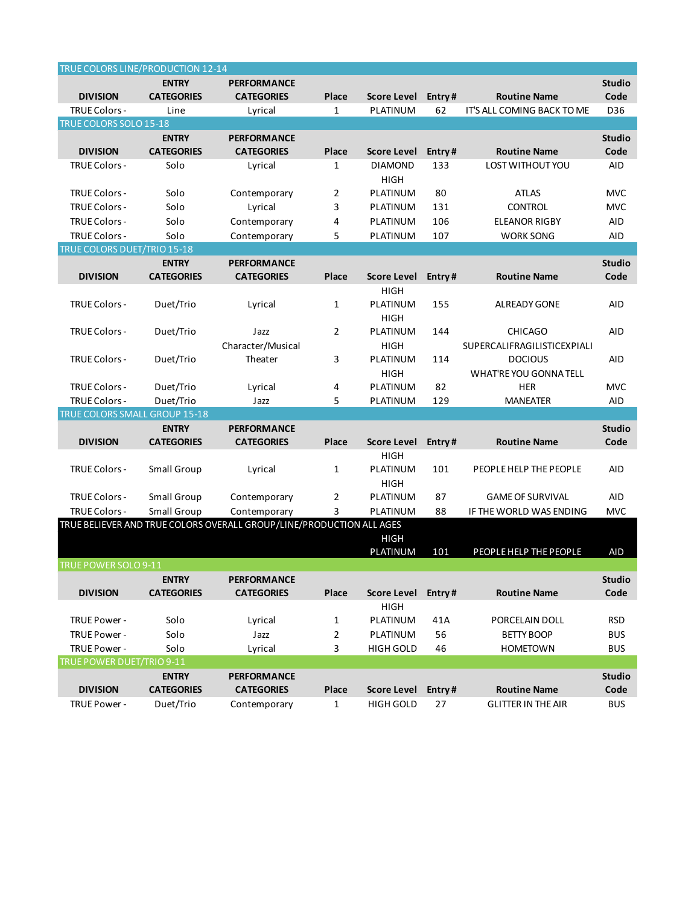## TRUE COLORS LINE/PRODUCTION 12-14

| DIVISION | ENTRY CATEGORIES | PERFORMANCE CATEGORIES | Place | Score Level | Entry # | Routine Name | Studio Code |
|---|---|---|---|---|---|---|---|
| TRUE Colors - | Line | Lyrical | 1 | PLATINUM | 62 | IT'S ALL COMING BACK TO ME | D36 |

## TRUE COLORS SOLO 15-18

| DIVISION | ENTRY CATEGORIES | PERFORMANCE CATEGORIES | Place | Score Level | Entry # | Routine Name | Studio Code |
|---|---|---|---|---|---|---|---|
| TRUE Colors - | Solo | Lyrical | 1 | DIAMOND | 133 | LOST WITHOUT YOU | AID |
| TRUE Colors - | Solo | Contemporary | 2 | HIGH PLATINUM | 80 | ATLAS | MVC |
| TRUE Colors - | Solo | Lyrical | 3 | PLATINUM | 131 | CONTROL | MVC |
| TRUE Colors - | Solo | Contemporary | 4 | PLATINUM | 106 | ELEANOR RIGBY | AID |
| TRUE Colors - | Solo | Contemporary | 5 | PLATINUM | 107 | WORK SONG | AID |

## TRUE COLORS DUET/TRIO 15-18

| DIVISION | ENTRY CATEGORIES | PERFORMANCE CATEGORIES | Place | Score Level | Entry # | Routine Name | Studio Code |
|---|---|---|---|---|---|---|---|
| TRUE Colors - | Duet/Trio | Lyrical | 1 | HIGH PLATINUM | 155 | ALREADY GONE | AID |
| TRUE Colors - | Duet/Trio | Jazz | 2 | HIGH PLATINUM | 144 | CHICAGO | AID |
| TRUE Colors - | Duet/Trio | Character/Musical Theater | 3 | HIGH PLATINUM | 114 | SUPERCALIFRAGILISTICEXPIALIDOCIOUS | AID |
| TRUE Colors - | Duet/Trio | Lyrical | 4 | HIGH PLATINUM | 82 | WHAT'RE YOU GONNA TELL HER | MVC |
| TRUE Colors - | Duet/Trio | Jazz | 5 | PLATINUM | 129 | MANEATER | AID |

## TRUE COLORS SMALL GROUP 15-18

| DIVISION | ENTRY CATEGORIES | PERFORMANCE CATEGORIES | Place | Score Level | Entry # | Routine Name | Studio Code |
|---|---|---|---|---|---|---|---|
| TRUE Colors - | Small Group | Lyrical | 1 | HIGH PLATINUM | 101 | PEOPLE HELP THE PEOPLE | AID |
| TRUE Colors - | Small Group | Contemporary | 2 | HIGH PLATINUM | 87 | GAME OF SURVIVAL | AID |
| TRUE Colors - | Small Group | Contemporary | 3 | PLATINUM | 88 | IF THE WORLD WAS ENDING | MVC |

## TRUE BELIEVER AND TRUE COLORS OVERALL GROUP/LINE/PRODUCTION ALL AGES

| Score Level | Entry # | Routine Name | Studio Code |
|---|---|---|---|
| HIGH PLATINUM | 101 | PEOPLE HELP THE PEOPLE | AID |

## TRUE POWER SOLO 9-11

| DIVISION | ENTRY CATEGORIES | PERFORMANCE CATEGORIES | Place | Score Level | Entry # | Routine Name | Studio Code |
|---|---|---|---|---|---|---|---|
| TRUE Power - | Solo | Lyrical | 1 | HIGH PLATINUM | 41A | PORCELAIN DOLL | RSD |
| TRUE Power - | Solo | Jazz | 2 | PLATINUM | 56 | BETTY BOOP | BUS |
| TRUE Power - | Solo | Lyrical | 3 | HIGH GOLD | 46 | HOMETOWN | BUS |

## TRUE POWER DUET/TRIO 9-11

| DIVISION | ENTRY CATEGORIES | PERFORMANCE CATEGORIES | Place | Score Level | Entry # | Routine Name | Studio Code |
|---|---|---|---|---|---|---|---|
| TRUE Power - | Duet/Trio | Contemporary | 1 | HIGH GOLD | 27 | GLITTER IN THE AIR | BUS |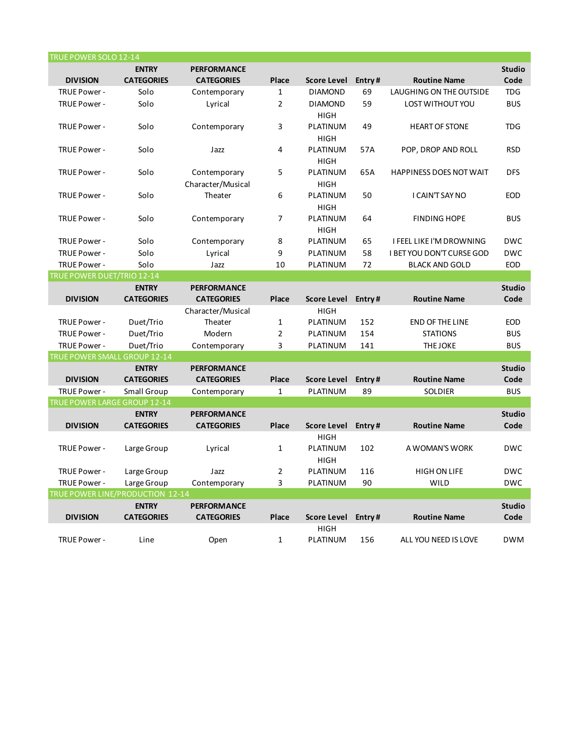### TRUE POWER SOLO 12-14

| DIVISION | ENTRY CATEGORIES | PERFORMANCE CATEGORIES | Place | Score Level | Entry # | Routine Name | Studio Code |
|---|---|---|---|---|---|---|---|
| TRUE Power - | Solo | Contemporary | 1 | DIAMOND | 69 | LAUGHING ON THE OUTSIDE | TDG |
| TRUE Power - | Solo | Lyrical | 2 | DIAMOND | 59 | LOST WITHOUT YOU | BUS |
| TRUE Power - | Solo | Contemporary | 3 | HIGH PLATINUM | 49 | HEART OF STONE | TDG |
| TRUE Power - | Solo | Jazz | 4 | HIGH PLATINUM | 57A | POP, DROP AND ROLL | RSD |
| TRUE Power - | Solo | Contemporary | 5 | HIGH PLATINUM | 65A | HAPPINESS DOES NOT WAIT | DFS |
| TRUE Power - | Solo | Character/Musical Theater | 6 | HIGH PLATINUM | 50 | I CAIN'T SAY NO | EOD |
| TRUE Power - | Solo | Contemporary | 7 | HIGH PLATINUM | 64 | FINDING HOPE | BUS |
| TRUE Power - | Solo | Contemporary | 8 | HIGH PLATINUM | 65 | I FEEL LIKE I'M DROWNING | DWC |
| TRUE Power - | Solo | Lyrical | 9 | PLATINUM | 58 | I BET YOU DON'T CURSE GOD | DWC |
| TRUE Power - | Solo | Jazz | 10 | PLATINUM | 72 | BLACK AND GOLD | EOD |

### TRUE POWER DUET/TRIO 12-14

| DIVISION | ENTRY CATEGORIES | PERFORMANCE CATEGORIES | Place | Score Level | Entry # | Routine Name | Studio Code |
|---|---|---|---|---|---|---|---|
| TRUE Power - | Duet/Trio | Character/Musical Theater | 1 | HIGH PLATINUM | 152 | END OF THE LINE | EOD |
| TRUE Power - | Duet/Trio | Modern | 2 | PLATINUM | 154 | STATIONS | BUS |
| TRUE Power - | Duet/Trio | Contemporary | 3 | PLATINUM | 141 | THE JOKE | BUS |

### TRUE POWER SMALL GROUP 12-14

| DIVISION | ENTRY CATEGORIES | PERFORMANCE CATEGORIES | Place | Score Level | Entry # | Routine Name | Studio Code |
|---|---|---|---|---|---|---|---|
| TRUE Power - | Small Group | Contemporary | 1 | PLATINUM | 89 | SOLDIER | BUS |

### TRUE POWER LARGE GROUP 12-14

| DIVISION | ENTRY CATEGORIES | PERFORMANCE CATEGORIES | Place | Score Level | Entry # | Routine Name | Studio Code |
|---|---|---|---|---|---|---|---|
| TRUE Power - | Large Group | Lyrical | 1 | HIGH PLATINUM | 102 | A WOMAN'S WORK | DWC |
| TRUE Power - | Large Group | Jazz | 2 | HIGH PLATINUM | 116 | HIGH ON LIFE | DWC |
| TRUE Power - | Large Group | Contemporary | 3 | PLATINUM | 90 | WILD | DWC |

### TRUE POWER LINE/PRODUCTION 12-14

| DIVISION | ENTRY CATEGORIES | PERFORMANCE CATEGORIES | Place | Score Level | Entry # | Routine Name | Studio Code |
|---|---|---|---|---|---|---|---|
| TRUE Power - | Line | Open | 1 | HIGH PLATINUM | 156 | ALL YOU NEED IS LOVE | DWM |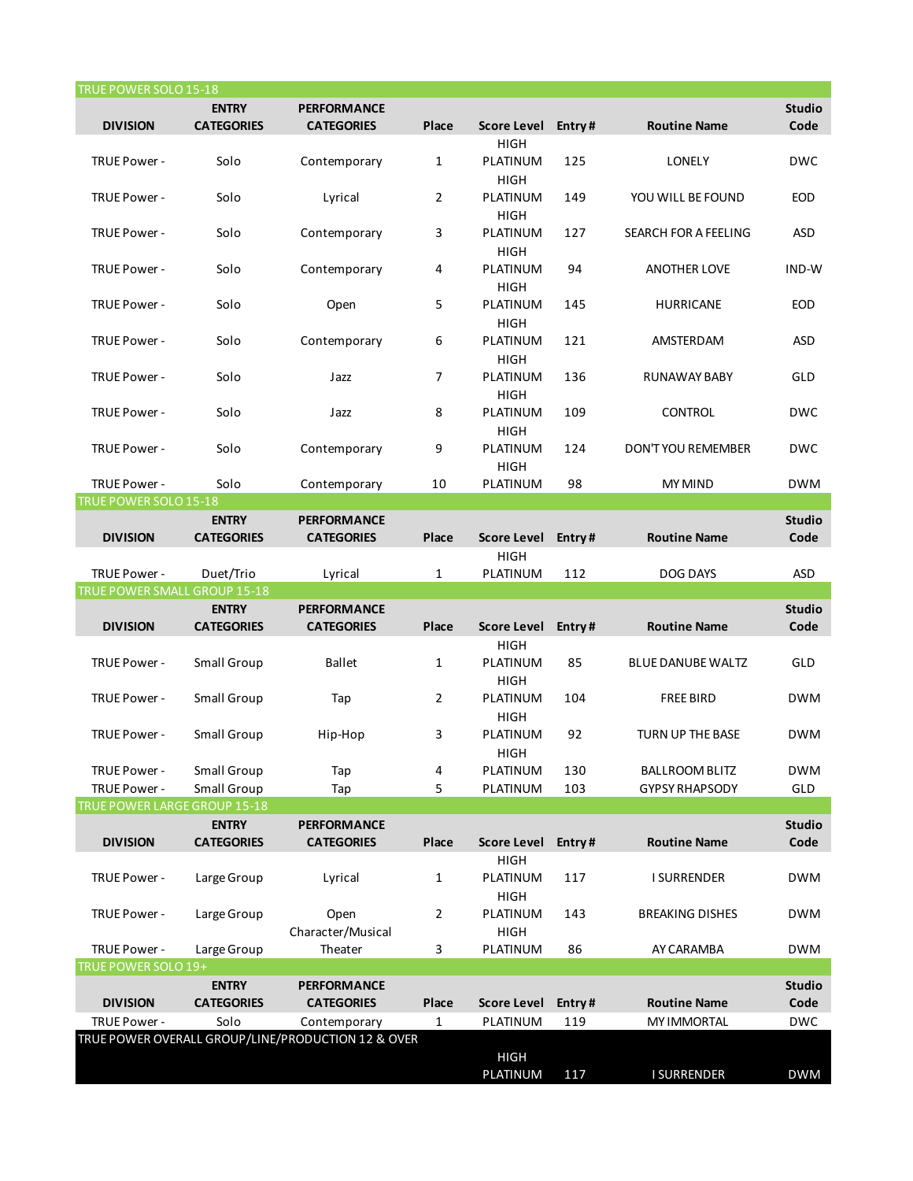### TRUE POWER SOLO 15-18

| DIVISION | ENTRY CATEGORIES | PERFORMANCE CATEGORIES | Place | Score Level | Entry # | Routine Name | Studio Code |
|---|---|---|---|---|---|---|---|
| TRUE Power - | Solo | Contemporary | 1 | HIGH PLATINUM | 125 | LONELY | DWC |
| TRUE Power - | Solo | Lyrical | 2 | HIGH PLATINUM | 149 | YOU WILL BE FOUND | EOD |
| TRUE Power - | Solo | Contemporary | 3 | HIGH PLATINUM | 127 | SEARCH FOR A FEELING | ASD |
| TRUE Power - | Solo | Contemporary | 4 | HIGH PLATINUM | 94 | ANOTHER LOVE | IND-W |
| TRUE Power - | Solo | Open | 5 | HIGH PLATINUM | 145 | HURRICANE | EOD |
| TRUE Power - | Solo | Contemporary | 6 | HIGH PLATINUM | 121 | AMSTERDAM | ASD |
| TRUE Power - | Solo | Jazz | 7 | HIGH PLATINUM | 136 | RUNAWAY BABY | GLD |
| TRUE Power - | Solo | Jazz | 8 | HIGH PLATINUM | 109 | CONTROL | DWC |
| TRUE Power - | Solo | Contemporary | 9 | HIGH PLATINUM | 124 | DON'T YOU REMEMBER | DWC |
| TRUE Power - | Solo | Contemporary | 10 | HIGH PLATINUM | 98 | MY MIND | DWM |

### TRUE POWER SOLO 15-18

| DIVISION | ENTRY CATEGORIES | PERFORMANCE CATEGORIES | Place | Score Level | Entry # | Routine Name | Studio Code |
|---|---|---|---|---|---|---|---|
| TRUE Power - | Duet/Trio | Lyrical | 1 | HIGH PLATINUM | 112 | DOG DAYS | ASD |

### TRUE POWER SMALL GROUP 15-18

| DIVISION | ENTRY CATEGORIES | PERFORMANCE CATEGORIES | Place | Score Level | Entry # | Routine Name | Studio Code |
|---|---|---|---|---|---|---|---|
| TRUE Power - | Small Group | Ballet | 1 | HIGH PLATINUM | 85 | BLUE DANUBE WALTZ | GLD |
| TRUE Power - | Small Group | Tap | 2 | HIGH PLATINUM | 104 | FREE BIRD | DWM |
| TRUE Power - | Small Group | Hip-Hop | 3 | HIGH PLATINUM | 92 | TURN UP THE BASE | DWM |
| TRUE Power - | Small Group | Tap | 4 | HIGH PLATINUM | 130 | BALLROOM BLITZ | DWM |
| TRUE Power - | Small Group | Tap | 5 | PLATINUM | 103 | GYPSY RHAPSODY | GLD |

### TRUE POWER LARGE GROUP 15-18

| DIVISION | ENTRY CATEGORIES | PERFORMANCE CATEGORIES | Place | Score Level | Entry # | Routine Name | Studio Code |
|---|---|---|---|---|---|---|---|
| TRUE Power - | Large Group | Lyrical | 1 | HIGH PLATINUM | 117 | I SURRENDER | DWM |
| TRUE Power - | Large Group | Open | 2 | HIGH PLATINUM | 143 | BREAKING DISHES | DWM |
| TRUE Power - | Large Group | Character/Musical Theater | 3 | HIGH PLATINUM | 86 | AY CARAMBA | DWM |

### TRUE POWER SOLO 19+

| DIVISION | ENTRY CATEGORIES | PERFORMANCE CATEGORIES | Place | Score Level | Entry # | Routine Name | Studio Code |
|---|---|---|---|---|---|---|---|
| TRUE Power - | Solo | Contemporary | 1 | PLATINUM | 119 | MY IMMORTAL | DWC |

### TRUE POWER OVERALL GROUP/LINE/PRODUCTION 12 & OVER

| Score Level | Entry # | Routine Name | Studio Code |
|---|---|---|---|
| HIGH PLATINUM | 117 | I SURRENDER | DWM |